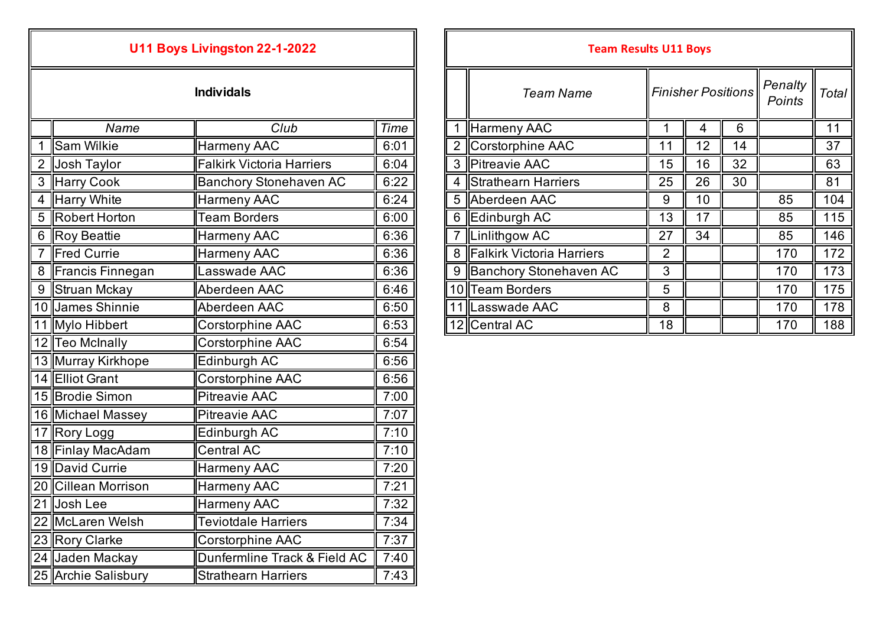## U11 Boys Livingston 22-1-2022

### Individals

| | Name | Club | Time |
|---|---|---|---|
| 1 | Sam Wilkie | Harmeny AAC | 6:01 |
| 2 | Josh Taylor | Falkirk Victoria Harriers | 6:04 |
| 3 | Harry Cook | Banchory Stonehaven AC | 6:22 |
| 4 | Harry White | Harmeny AAC | 6:24 |
| 5 | Robert Horton | Team Borders | 6:00 |
| 6 | Roy Beattie | Harmeny AAC | 6:36 |
| 7 | Fred Currie | Harmeny AAC | 6:36 |
| 8 | Francis Finnegan | Lasswade AAC | 6:36 |
| 9 | Struan Mckay | Aberdeen AAC | 6:46 |
| 10 | James Shinnie | Aberdeen AAC | 6:50 |
| 11 | Mylo Hibbert | Corstorphine AAC | 6:53 |
| 12 | Teo McInally | Corstorphine AAC | 6:54 |
| 13 | Murray Kirkhope | Edinburgh AC | 6:56 |
| 14 | Elliot Grant | Corstorphine AAC | 6:56 |
| 15 | Brodie Simon | Pitreavie AAC | 7:00 |
| 16 | Michael Massey | Pitreavie AAC | 7:07 |
| 17 | Rory Logg | Edinburgh AC | 7:10 |
| 18 | Finlay MacAdam | Central AC | 7:10 |
| 19 | David Currie | Harmeny AAC | 7:20 |
| 20 | Cillean Morrison | Harmeny AAC | 7:21 |
| 21 | Josh Lee | Harmeny AAC | 7:32 |
| 22 | McLaren Welsh | Teviotdale Harriers | 7:34 |
| 23 | Rory Clarke | Corstorphine AAC | 7:37 |
| 24 | Jaden Mackay | Dunfermline Track & Field AC | 7:40 |
| 25 | Archie Salisbury | Strathearn Harriers | 7:43 |

## Team Results U11 Boys

| | *Team Name* | *Finisher Positions* | | | *Penalty Points* | *Total* |
|---|---|---|---|---|---|---|
| 1 | Harmeny AAC | 1 | 4 | 6 | | 11 |
| 2 | Corstorphine AAC | 11 | 12 | 14 | | 37 |
| 3 | Pitreavie AAC | 15 | 16 | 32 | | 63 |
| 4 | Strathearn Harriers | 25 | 26 | 30 | | 81 |
| 5 | Aberdeen AAC | 9 | 10 | | 85 | 104 |
| 6 | Edinburgh AC | 13 | 17 | | 85 | 115 |
| 7 | Linlithgow AC | 27 | 34 | | 85 | 146 |
| 8 | Falkirk Victoria Harriers | 2 | | | 170 | 172 |
| 9 | Banchory Stonehaven AC | 3 | | | 170 | 173 |
| 10 | Team Borders | 5 | | | 170 | 175 |
| 11 | Lasswade AAC | 8 | | | 170 | 178 |
| 12 | Central AC | 18 | | | 170 | 188 |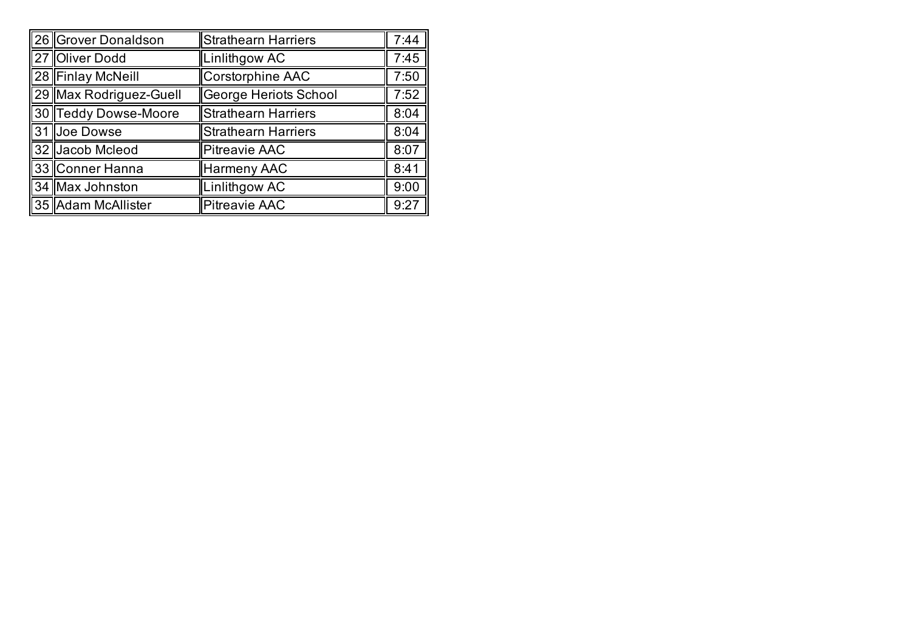| | | | |
|---|---|---|---|
| 26 | Grover Donaldson | Strathearn Harriers | 7:44 |
| 27 | Oliver Dodd | Linlithgow AC | 7:45 |
| 28 | Finlay McNeill | Corstorphine AAC | 7:50 |
| 29 | Max Rodriguez-Guell | George Heriots School | 7:52 |
| 30 | Teddy Dowse-Moore | Strathearn Harriers | 8:04 |
| 31 | Joe Dowse | Strathearn Harriers | 8:04 |
| 32 | Jacob Mcleod | Pitreavie AAC | 8:07 |
| 33 | Conner Hanna | Harmeny AAC | 8:41 |
| 34 | Max Johnston | Linlithgow AC | 9:00 |
| 35 | Adam McAllister | Pitreavie AAC | 9:27 |